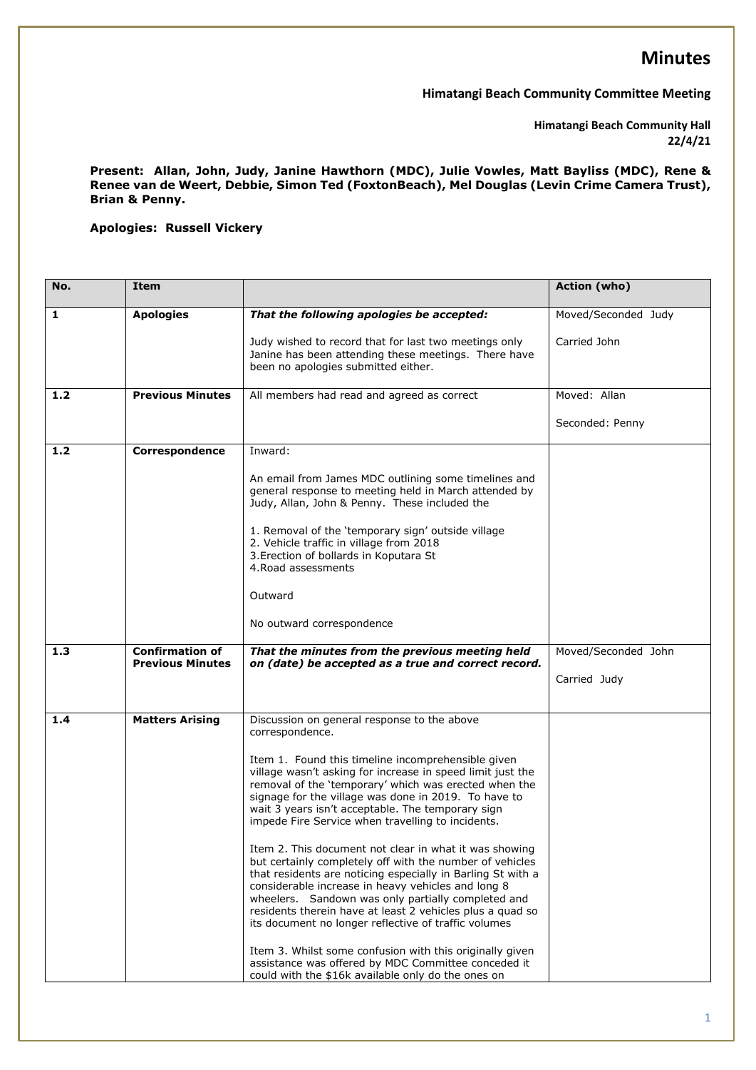# Minutes

**Himatangi Beach Community Committee Meeting**

**Himatangi Beach Community Hall**
**22/4/21**

**Present: Allan, John, Judy, Janine Hawthorn (MDC), Julie Vowles, Matt Bayliss (MDC), Rene & Renee van de Weert, Debbie, Simon Ted (FoxtonBeach), Mel Douglas (Levin Crime Camera Trust), Brian & Penny.**

**Apologies: Russell Vickery**

| No. | Item | | Action (who) |
|---|---|---|---|
| **1** | **Apologies** | ***That the following apologies be accepted:***<br><br>Judy wished to record that for last two meetings only Janine has been attending these meetings. There have been no apologies submitted either. | Moved/Seconded Judy<br><br>Carried John |
| **1.2** | **Previous Minutes** | All members had read and agreed as correct | Moved: Allan<br><br>Seconded: Penny |
| **1.2** | **Correspondence** | Inward:<br><br>An email from James MDC outlining some timelines and general response to meeting held in March attended by Judy, Allan, John & Penny. These included the<br><br>1. Removal of the 'temporary sign' outside village<br>2. Vehicle traffic in village from 2018<br>3.Erection of bollards in Koputara St<br>4.Road assessments<br><br>Outward<br><br>No outward correspondence | |
| **1.3** | **Confirmation of Previous Minutes** | ***That the minutes from the previous meeting held on (date) be accepted as a true and correct record.*** | Moved/Seconded John<br><br>Carried Judy |
| **1.4** | **Matters Arising** | Discussion on general response to the above correspondence.<br><br>Item 1. Found this timeline incomprehensible given village wasn't asking for increase in speed limit just the removal of the 'temporary' which was erected when the signage for the village was done in 2019. To have to wait 3 years isn't acceptable. The temporary sign impede Fire Service when travelling to incidents.<br><br>Item 2. This document not clear in what it was showing but certainly completely off with the number of vehicles that residents are noticing especially in Barling St with a considerable increase in heavy vehicles and long 8 wheelers. Sandown was only partially completed and residents therein have at least 2 vehicles plus a quad so its document no longer reflective of traffic volumes<br><br>Item 3. Whilst some confusion with this originally given assistance was offered by MDC Committee conceded it could with the $16k available only do the ones on | |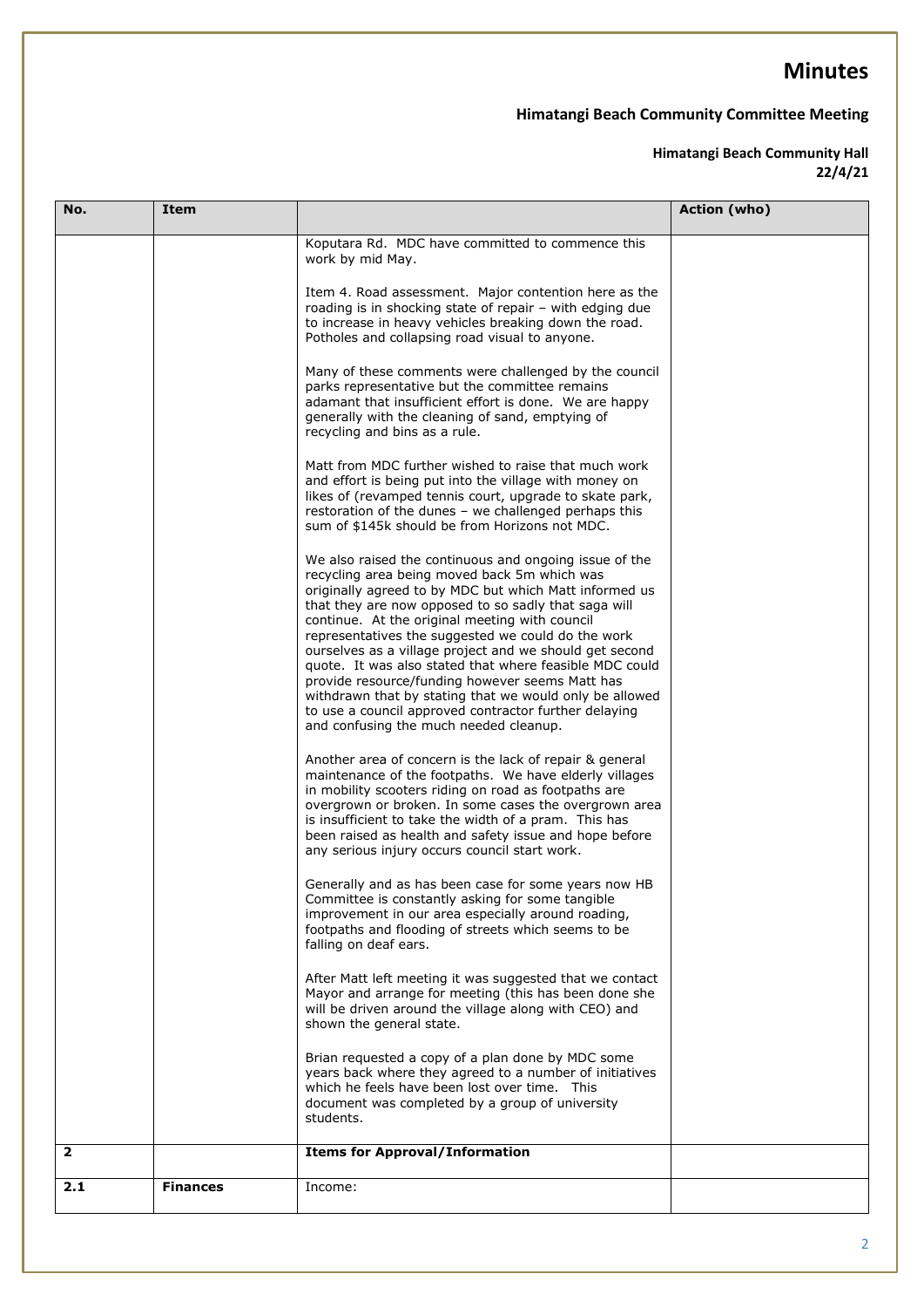# Minutes

## Himatangi Beach Community Committee Meeting

**Himatangi Beach Community Hall**
**22/4/21**

| No. | Item | | Action (who) |
|---|---|---|---|
| | | Koputara Rd. MDC have committed to commence this work by mid May.<br><br>Item 4. Road assessment. Major contention here as the roading is in shocking state of repair – with edging due to increase in heavy vehicles breaking down the road. Potholes and collapsing road visual to anyone.<br><br>Many of these comments were challenged by the council parks representative but the committee remains adamant that insufficient effort is done. We are happy generally with the cleaning of sand, emptying of recycling and bins as a rule.<br><br>Matt from MDC further wished to raise that much work and effort is being put into the village with money on likes of (revamped tennis court, upgrade to skate park, restoration of the dunes – we challenged perhaps this sum of $145k should be from Horizons not MDC.<br><br>We also raised the continuous and ongoing issue of the recycling area being moved back 5m which was originally agreed to by MDC but which Matt informed us that they are now opposed to so sadly that saga will continue. At the original meeting with council representatives the suggested we could do the work ourselves as a village project and we should get second quote. It was also stated that where feasible MDC could provide resource/funding however seems Matt has withdrawn that by stating that we would only be allowed to use a council approved contractor further delaying and confusing the much needed cleanup.<br><br>Another area of concern is the lack of repair & general maintenance of the footpaths. We have elderly villages in mobility scooters riding on road as footpaths are overgrown or broken. In some cases the overgrown area is insufficient to take the width of a pram. This has been raised as health and safety issue and hope before any serious injury occurs council start work.<br><br>Generally and as has been case for some years now HB Committee is constantly asking for some tangible improvement in our area especially around roading, footpaths and flooding of streets which seems to be falling on deaf ears.<br><br>After Matt left meeting it was suggested that we contact Mayor and arrange for meeting (this has been done she will be driven around the village along with CEO) and shown the general state.<br><br>Brian requested a copy of a plan done by MDC some years back where they agreed to a number of initiatives which he feels have been lost over time. This document was completed by a group of university students. | |
| **2** | | **Items for Approval/Information** | |
| **2.1** | **Finances** | Income: | |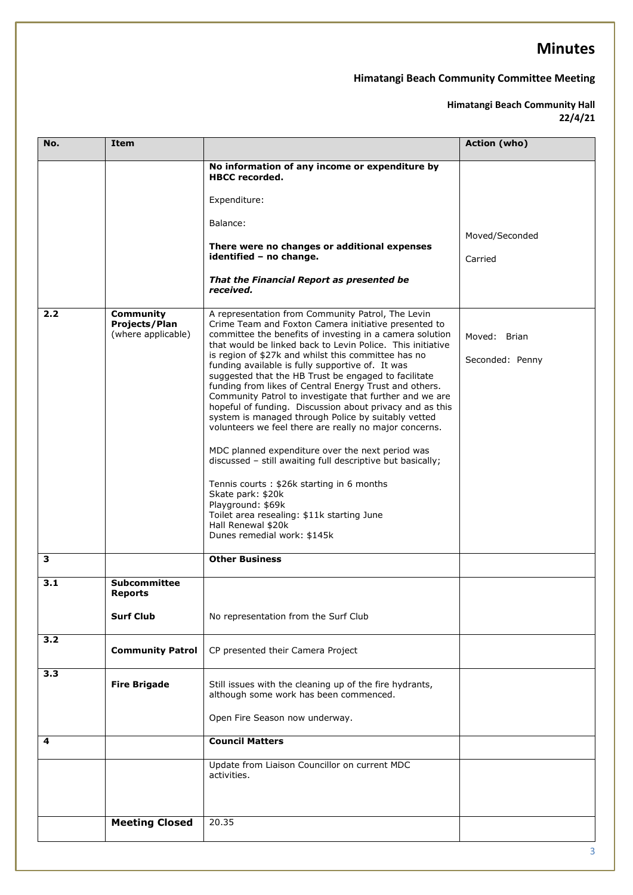# Minutes

**Himatangi Beach Community Committee Meeting**

**Himatangi Beach Community Hall**
**22/4/21**

| No. | Item | | Action (who) |
|---|---|---|---|
| | | **No information of any income or expenditure by HBCC recorded.**<br><br>Expenditure:<br><br>Balance:<br><br>**There were no changes or additional expenses identified – no change.**<br><br>***That the Financial Report as presented be received.*** | Moved/Seconded<br><br>Carried |
| **2.2** | **Community Projects/Plan** (where applicable) | A representation from Community Patrol, The Levin Crime Team and Foxton Camera initiative presented to committee the benefits of investing in a camera solution that would be linked back to Levin Police. This initiative is region of $27k and whilst this committee has no funding available is fully supportive of. It was suggested that the HB Trust be engaged to facilitate funding from likes of Central Energy Trust and others. Community Patrol to investigate that further and we are hopeful of funding. Discussion about privacy and as this system is managed through Police by suitably vetted volunteers we feel there are really no major concerns.<br><br>MDC planned expenditure over the next period was discussed – still awaiting full descriptive but basically;<br><br>Tennis courts : $26k starting in 6 months<br>Skate park: $20k<br>Playground: $69k<br>Toilet area resealing: $11k starting June<br>Hall Renewal $20k<br>Dunes remedial work: $145k | Moved: Brian<br><br>Seconded: Penny |
| **3** | | **Other Business** | |
| **3.1** | **Subcommittee Reports**<br><br>**Surf Club** | No representation from the Surf Club | |
| **3.2** | **Community Patrol** | CP presented their Camera Project | |
| **3.3** | **Fire Brigade** | Still issues with the cleaning up of the fire hydrants, although some work has been commenced.<br><br>Open Fire Season now underway. | |
| **4** | | **Council Matters** | |
| | | Update from Liaison Councillor on current MDC activities. | |
| | **Meeting Closed** | 20.35 | |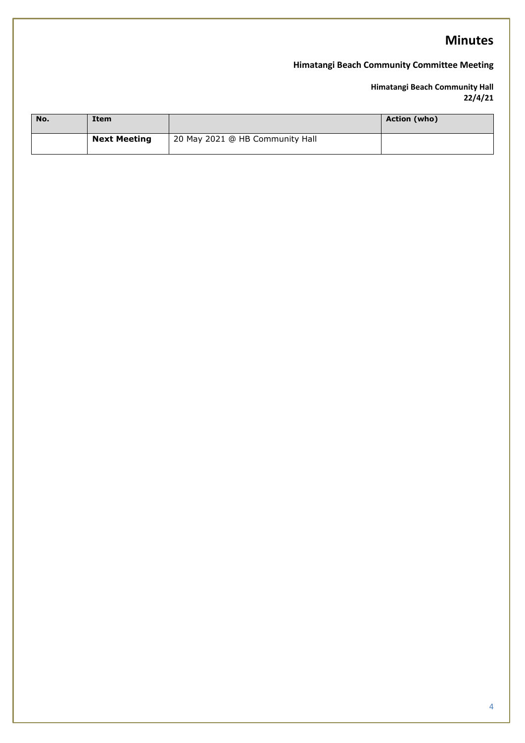# Minutes

**Himatangi Beach Community Committee Meeting**

**Himatangi Beach Community Hall**
**22/4/21**

| No. | Item | | Action (who) |
|---|---|---|---|
| | **Next Meeting** | 20 May 2021 @ HB Community Hall | |